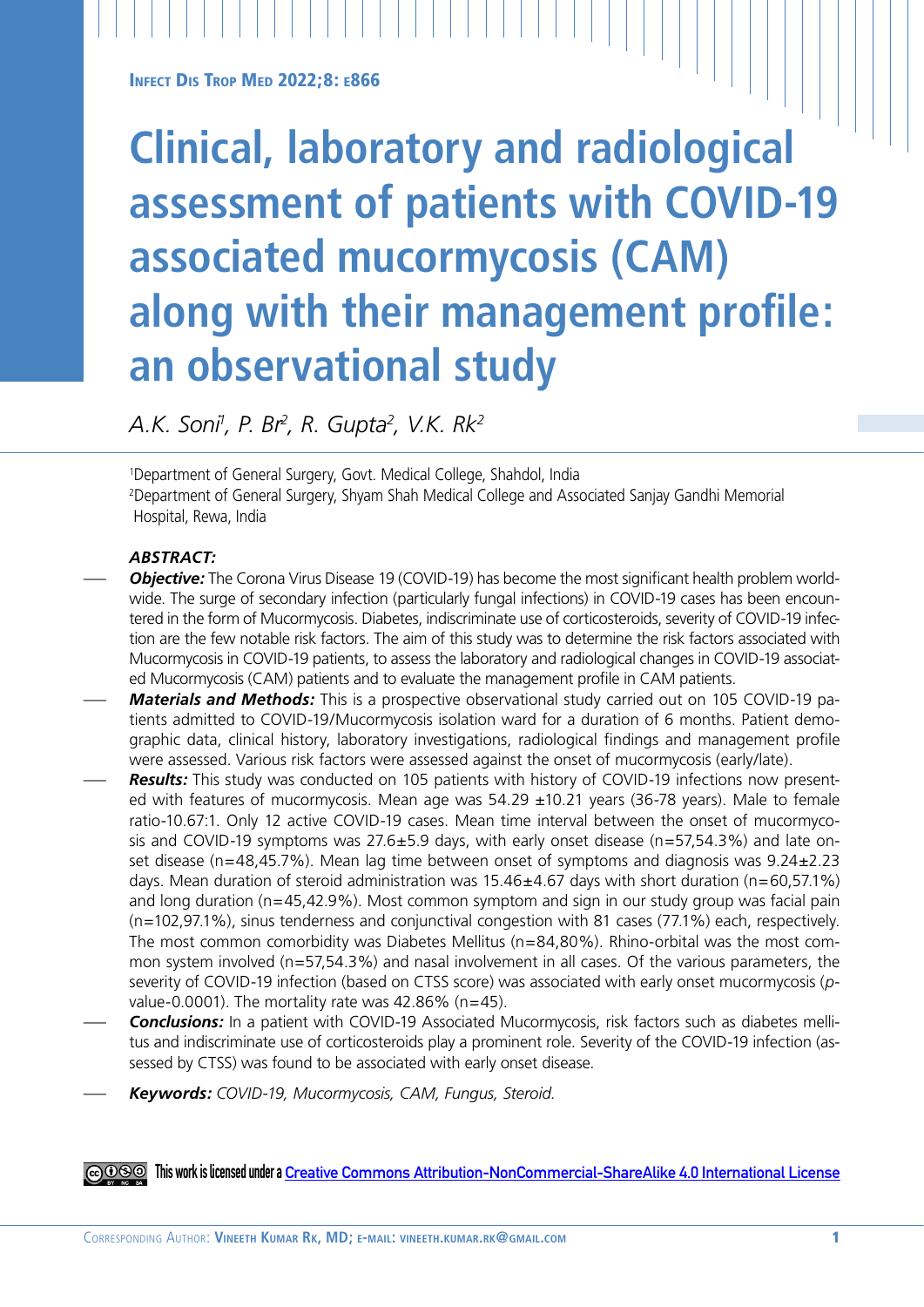# Clinical, laboratory and radiological assessment of patients with COVID-19 associated mucormycosis (CAM) along with their management profile: an observational study

*A.K. Soni[1], P. Br[2], R. Gupta[2], V.K. Rk[2]*

[1]Department of General Surgery, Govt. Medical College, Shahdol, India
[2]Department of General Surgery, Shyam Shah Medical College and Associated Sanjay Gandhi Memorial Hospital, Rewa, India

***ABSTRACT:***

- ***Objective:*** The Corona Virus Disease 19 (COVID-19) has become the most significant health problem worldwide. The surge of secondary infection (particularly fungal infections) in COVID-19 cases has been encountered in the form of Mucormycosis. Diabetes, indiscriminate use of corticosteroids, severity of COVID-19 infection are the few notable risk factors. The aim of this study was to determine the risk factors associated with Mucormycosis in COVID-19 patients, to assess the laboratory and radiological changes in COVID-19 associated Mucormycosis (CAM) patients and to evaluate the management profile in CAM patients.
- ***Materials and Methods:*** This is a prospective observational study carried out on 105 COVID-19 patients admitted to COVID-19/Mucormycosis isolation ward for a duration of 6 months. Patient demographic data, clinical history, laboratory investigations, radiological findings and management profile were assessed. Various risk factors were assessed against the onset of mucormycosis (early/late).
- ***Results:*** This study was conducted on 105 patients with history of COVID-19 infections now presented with features of mucormycosis. Mean age was 54.29 ±10.21 years (36-78 years). Male to female ratio-10.67:1. Only 12 active COVID-19 cases. Mean time interval between the onset of mucormycosis and COVID-19 symptoms was 27.6±5.9 days, with early onset disease (n=57,54.3%) and late onset disease (n=48,45.7%). Mean lag time between onset of symptoms and diagnosis was 9.24±2.23 days. Mean duration of steroid administration was 15.46±4.67 days with short duration (n=60,57.1%) and long duration (n=45,42.9%). Most common symptom and sign in our study group was facial pain (n=102,97.1%), sinus tenderness and conjunctival congestion with 81 cases (77.1%) each, respectively. The most common comorbidity was Diabetes Mellitus (n=84,80%). Rhino-orbital was the most common system involved (n=57,54.3%) and nasal involvement in all cases. Of the various parameters, the severity of COVID-19 infection (based on CTSS score) was associated with early onset mucormycosis (*p*-value-0.0001). The mortality rate was 42.86% (n=45).
- ***Conclusions:*** In a patient with COVID-19 Associated Mucormycosis, risk factors such as diabetes mellitus and indiscriminate use of corticosteroids play a prominent role. Severity of the COVID-19 infection (assessed by CTSS) was found to be associated with early onset disease.
- ***Keywords:*** *COVID-19, Mucormycosis, CAM, Fungus, Steroid.*

This work is licensed under a Creative Commons Attribution-NonCommercial-ShareAlike 4.0 International License

Corresponding Author: Vineeth Kumar Rk, MD; e-mail: vineeth.kumar.rk@gmail.com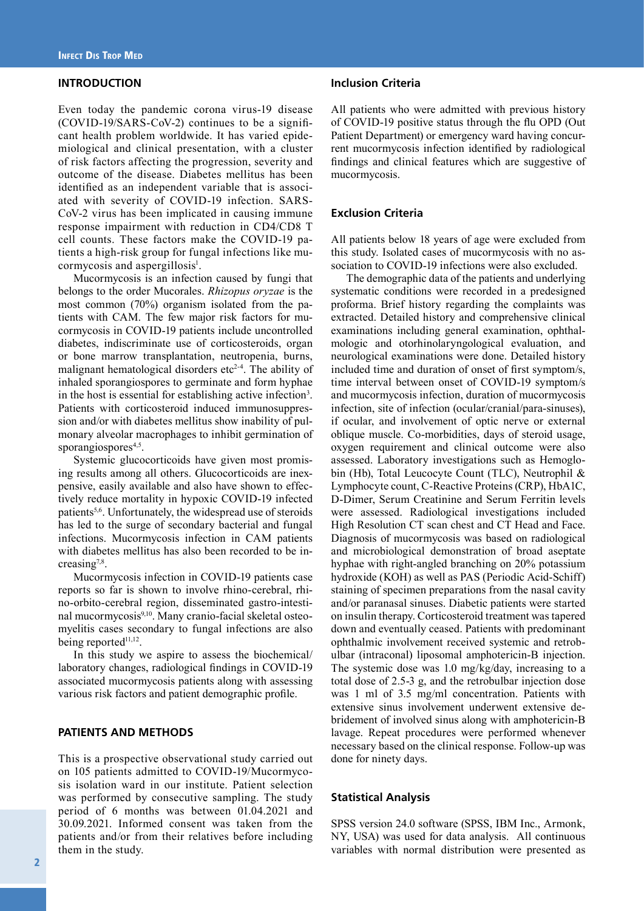## INTRODUCTION

Even today the pandemic corona virus-19 disease (COVID-19/SARS-CoV-2) continues to be a significant health problem worldwide. It has varied epidemiological and clinical presentation, with a cluster of risk factors affecting the progression, severity and outcome of the disease. Diabetes mellitus has been identified as an independent variable that is associated with severity of COVID-19 infection. SARS-CoV-2 virus has been implicated in causing immune response impairment with reduction in CD4/CD8 T cell counts. These factors make the COVID-19 patients a high-risk group for fungal infections like mucormycosis and aspergillosis[1].

Mucormycosis is an infection caused by fungi that belongs to the order Mucorales. *Rhizopus oryzae* is the most common (70%) organism isolated from the patients with CAM. The few major risk factors for mucormycosis in COVID-19 patients include uncontrolled diabetes, indiscriminate use of corticosteroids, organ or bone marrow transplantation, neutropenia, burns, malignant hematological disorders etc[2-4]. The ability of inhaled sporangiospores to germinate and form hyphae in the host is essential for establishing active infection[3]. Patients with corticosteroid induced immunosuppression and/or with diabetes mellitus show inability of pulmonary alveolar macrophages to inhibit germination of sporangiospores[4,5].

Systemic glucocorticoids have given most promising results among all others. Glucocorticoids are inexpensive, easily available and also have shown to effectively reduce mortality in hypoxic COVID-19 infected patients[5,6]. Unfortunately, the widespread use of steroids has led to the surge of secondary bacterial and fungal infections. Mucormycosis infection in CAM patients with diabetes mellitus has also been recorded to be increasing[7,8].

Mucormycosis infection in COVID-19 patients case reports so far is shown to involve rhino-cerebral, rhino-orbito-cerebral region, disseminated gastro-intestinal mucormycosis[9,10]. Many cranio-facial skeletal osteomyelitis cases secondary to fungal infections are also being reported[11,12].

In this study we aspire to assess the biochemical/laboratory changes, radiological findings in COVID-19 associated mucormycosis patients along with assessing various risk factors and patient demographic profile.

## PATIENTS AND METHODS

This is a prospective observational study carried out on 105 patients admitted to COVID-19/Mucormycosis isolation ward in our institute. Patient selection was performed by consecutive sampling. The study period of 6 months was between 01.04.2021 and 30.09.2021. Informed consent was taken from the patients and/or from their relatives before including them in the study.

### Inclusion Criteria

All patients who were admitted with previous history of COVID-19 positive status through the flu OPD (Out Patient Department) or emergency ward having concurrent mucormycosis infection identified by radiological findings and clinical features which are suggestive of mucormycosis.

### Exclusion Criteria

All patients below 18 years of age were excluded from this study. Isolated cases of mucormycosis with no association to COVID-19 infections were also excluded.

The demographic data of the patients and underlying systematic conditions were recorded in a predesigned proforma. Brief history regarding the complaints was extracted. Detailed history and comprehensive clinical examinations including general examination, ophthalmologic and otorhinolaryngological evaluation, and neurological examinations were done. Detailed history included time and duration of onset of first symptom/s, time interval between onset of COVID-19 symptom/s and mucormycosis infection, duration of mucormycosis infection, site of infection (ocular/cranial/para-sinuses), if ocular, and involvement of optic nerve or external oblique muscle. Co-morbidities, days of steroid usage, oxygen requirement and clinical outcome were also assessed. Laboratory investigations such as Hemoglobin (Hb), Total Leucocyte Count (TLC), Neutrophil & Lymphocyte count, C-Reactive Proteins (CRP), HbA1C, D-Dimer, Serum Creatinine and Serum Ferritin levels were assessed. Radiological investigations included High Resolution CT scan chest and CT Head and Face. Diagnosis of mucormycosis was based on radiological and microbiological demonstration of broad aseptate hyphae with right-angled branching on 20% potassium hydroxide (KOH) as well as PAS (Periodic Acid-Schiff) staining of specimen preparations from the nasal cavity and/or paranasal sinuses. Diabetic patients were started on insulin therapy. Corticosteroid treatment was tapered down and eventually ceased. Patients with predominant ophthalmic involvement received systemic and retrobulbar (intraconal) liposomal amphotericin-B injection. The systemic dose was 1.0 mg/kg/day, increasing to a total dose of 2.5-3 g, and the retrobulbar injection dose was 1 ml of 3.5 mg/ml concentration. Patients with extensive sinus involvement underwent extensive debridement of involved sinus along with amphotericin-B lavage. Repeat procedures were performed whenever necessary based on the clinical response. Follow-up was done for ninety days.

### Statistical Analysis

SPSS version 24.0 software (SPSS, IBM Inc., Armonk, NY, USA) was used for data analysis. All continuous variables with normal distribution were presented as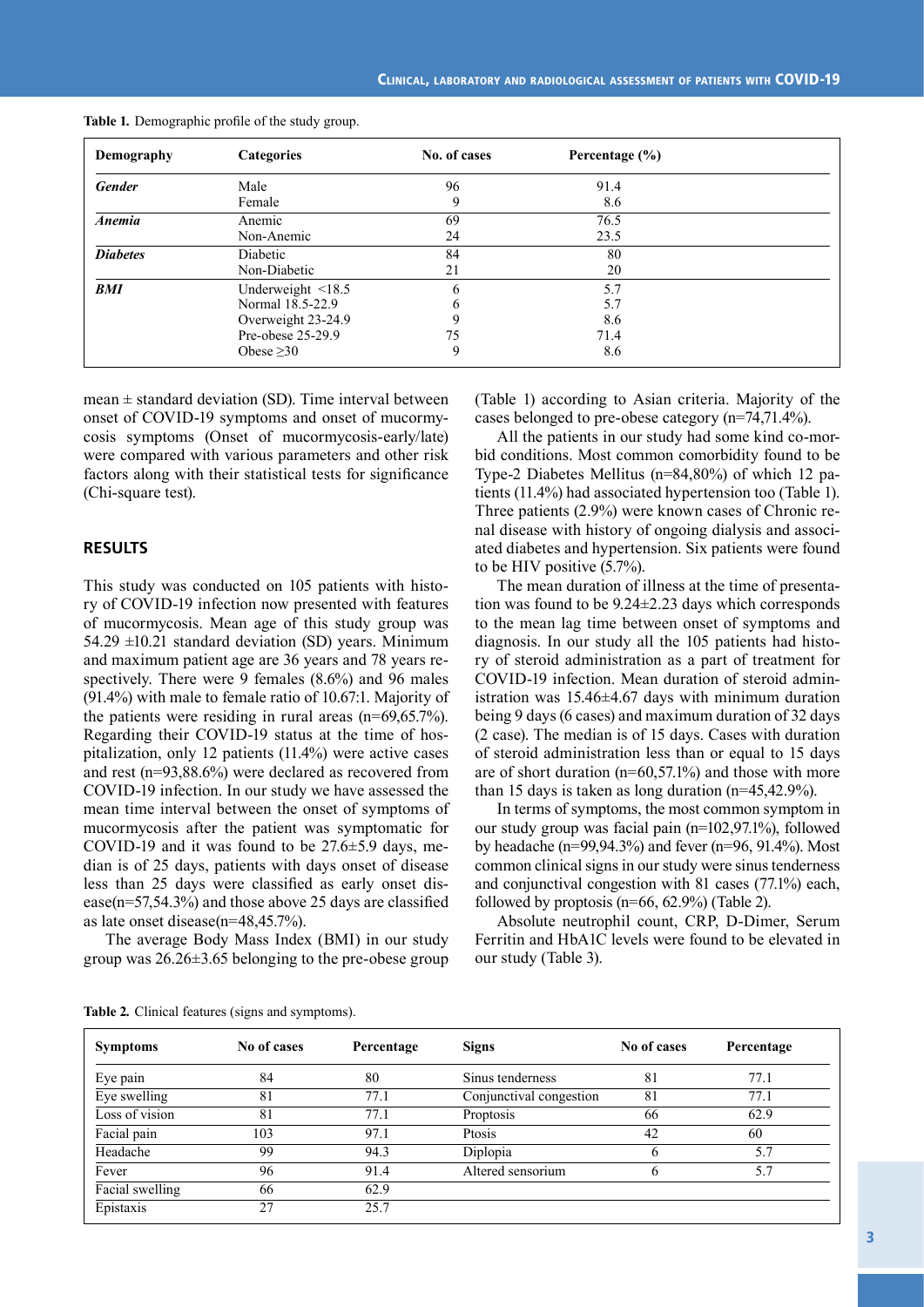**Table 1.** Demographic profile of the study group.

| Demography | Categories | No. of cases | Percentage (%) |
|---|---|---|---|
| ***Gender*** | Male | 96 | 91.4 |
| | Female | 9 | 8.6 |
| ***Anemia*** | Anemic | 69 | 76.5 |
| | Non-Anemic | 24 | 23.5 |
| ***Diabetes*** | Diabetic | 84 | 80 |
| | Non-Diabetic | 21 | 20 |
| ***BMI*** | Underweight <18.5 | 6 | 5.7 |
| | Normal 18.5-22.9 | 6 | 5.7 |
| | Overweight 23-24.9 | 9 | 8.6 |
| | Pre-obese 25-29.9 | 75 | 71.4 |
| | Obese ≥30 | 9 | 8.6 |

mean ± standard deviation (SD). Time interval between onset of COVID-19 symptoms and onset of mucormycosis symptoms (Onset of mucormycosis-early/late) were compared with various parameters and other risk factors along with their statistical tests for significance (Chi-square test).

## RESULTS

This study was conducted on 105 patients with history of COVID-19 infection now presented with features of mucormycosis. Mean age of this study group was 54.29 ±10.21 standard deviation (SD) years. Minimum and maximum patient age are 36 years and 78 years respectively. There were 9 females (8.6%) and 96 males (91.4%) with male to female ratio of 10.67:1. Majority of the patients were residing in rural areas (n=69,65.7%). Regarding their COVID-19 status at the time of hospitalization, only 12 patients (11.4%) were active cases and rest (n=93,88.6%) were declared as recovered from COVID-19 infection. In our study we have assessed the mean time interval between the onset of symptoms of mucormycosis after the patient was symptomatic for COVID-19 and it was found to be 27.6±5.9 days, median is of 25 days, patients with days onset of disease less than 25 days were classified as early onset disease(n=57,54.3%) and those above 25 days are classified as late onset disease(n=48,45.7%).

The average Body Mass Index (BMI) in our study group was 26.26±3.65 belonging to the pre-obese group (Table 1) according to Asian criteria. Majority of the cases belonged to pre-obese category (n=74,71.4%).

All the patients in our study had some kind co-morbid conditions. Most common comorbidity found to be Type-2 Diabetes Mellitus (n=84,80%) of which 12 patients (11.4%) had associated hypertension too (Table 1). Three patients (2.9%) were known cases of Chronic renal disease with history of ongoing dialysis and associated diabetes and hypertension. Six patients were found to be HIV positive (5.7%).

The mean duration of illness at the time of presentation was found to be 9.24±2.23 days which corresponds to the mean lag time between onset of symptoms and diagnosis. In our study all the 105 patients had history of steroid administration as a part of treatment for COVID-19 infection. Mean duration of steroid administration was 15.46±4.67 days with minimum duration being 9 days (6 cases) and maximum duration of 32 days (2 case). The median is of 15 days. Cases with duration of steroid administration less than or equal to 15 days are of short duration (n=60,57.1%) and those with more than 15 days is taken as long duration (n=45,42.9%).

In terms of symptoms, the most common symptom in our study group was facial pain (n=102,97.1%), followed by headache (n=99,94.3%) and fever (n=96, 91.4%). Most common clinical signs in our study were sinus tenderness and conjunctival congestion with 81 cases (77.1%) each, followed by proptosis (n=66, 62.9%) (Table 2).

Absolute neutrophil count, CRP, D-Dimer, Serum Ferritin and HbA1C levels were found to be elevated in our study (Table 3).

**Table 2.** Clinical features (signs and symptoms).

| Symptoms | No of cases | Percentage | Signs | No of cases | Percentage |
|---|---|---|---|---|---|
| Eye pain | 84 | 80 | Sinus tenderness | 81 | 77.1 |
| Eye swelling | 81 | 77.1 | Conjunctival congestion | 81 | 77.1 |
| Loss of vision | 81 | 77.1 | Proptosis | 66 | 62.9 |
| Facial pain | 103 | 97.1 | Ptosis | 42 | 60 |
| Headache | 99 | 94.3 | Diplopia | 6 | 5.7 |
| Fever | 96 | 91.4 | Altered sensorium | 6 | 5.7 |
| Facial swelling | 66 | 62.9 | | | |
| Epistaxis | 27 | 25.7 | | | |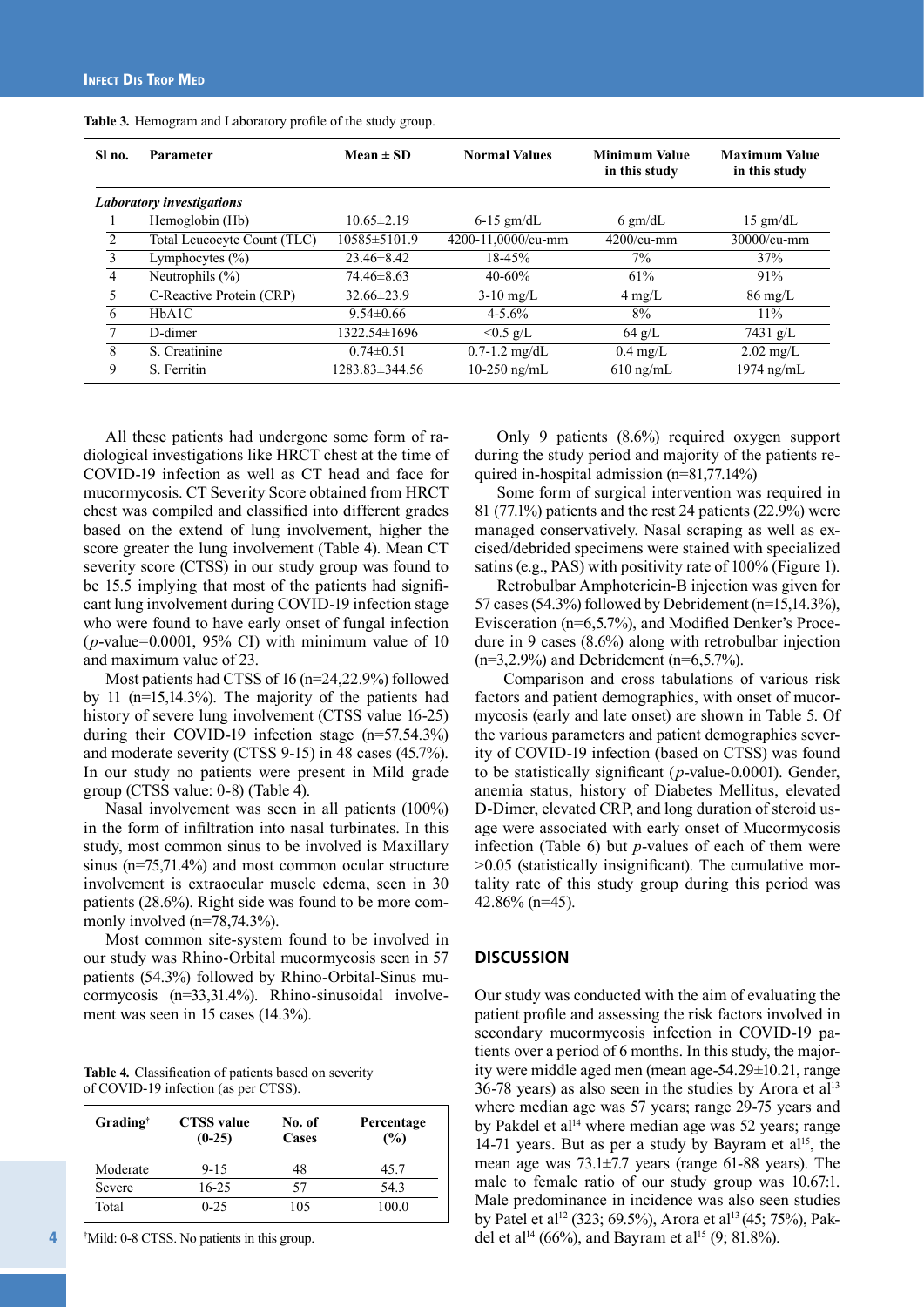**Table 3.** Hemogram and Laboratory profile of the study group.

| Sl no. | Parameter | Mean ± SD | Normal Values | Minimum Value in this study | Maximum Value in this study |
|---|---|---|---|---|---|
| *Laboratory investigations* | | | | | |
| 1 | Hemoglobin (Hb) | 10.65±2.19 | 6-15 gm/dL | 6 gm/dL | 15 gm/dL |
| 2 | Total Leucocyte Count (TLC) | 10585±5101.9 | 4200-11,0000/cu-mm | 4200/cu-mm | 30000/cu-mm |
| 3 | Lymphocytes (%) | 23.46±8.42 | 18-45% | 7% | 37% |
| 4 | Neutrophils (%) | 74.46±8.63 | 40-60% | 61% | 91% |
| 5 | C-Reactive Protein (CRP) | 32.66±23.9 | 3-10 mg/L | 4 mg/L | 86 mg/L |
| 6 | HbA1C | 9.54±0.66 | 4-5.6% | 8% | 11% |
| 7 | D-dimer | 1322.54±1696 | <0.5 g/L | 64 g/L | 7431 g/L |
| 8 | S. Creatinine | 0.74±0.51 | 0.7-1.2 mg/dL | 0.4 mg/L | 2.02 mg/L |
| 9 | S. Ferritin | 1283.83±344.56 | 10-250 ng/mL | 610 ng/mL | 1974 ng/mL |

All these patients had undergone some form of radiological investigations like HRCT chest at the time of COVID-19 infection as well as CT head and face for mucormycosis. CT Severity Score obtained from HRCT chest was compiled and classified into different grades based on the extend of lung involvement, higher the score greater the lung involvement (Table 4). Mean CT severity score (CTSS) in our study group was found to be 15.5 implying that most of the patients had significant lung involvement during COVID-19 infection stage who were found to have early onset of fungal infection (*p*-value=0.0001, 95% CI) with minimum value of 10 and maximum value of 23.

Most patients had CTSS of 16 (n=24,22.9%) followed by 11 (n=15,14.3%). The majority of the patients had history of severe lung involvement (CTSS value 16-25) during their COVID-19 infection stage (n=57,54.3%) and moderate severity (CTSS 9-15) in 48 cases (45.7%). In our study no patients were present in Mild grade group (CTSS value: 0-8) (Table 4).

Nasal involvement was seen in all patients (100%) in the form of infiltration into nasal turbinates. In this study, most common sinus to be involved is Maxillary sinus (n=75,71.4%) and most common ocular structure involvement is extraocular muscle edema, seen in 30 patients (28.6%). Right side was found to be more commonly involved (n=78,74.3%).

Most common site-system found to be involved in our study was Rhino-Orbital mucormycosis seen in 57 patients (54.3%) followed by Rhino-Orbital-Sinus mucormycosis (n=33,31.4%). Rhino-sinusoidal involvement was seen in 15 cases (14.3%).

**Table 4.** Classification of patients based on severity of COVID-19 infection (as per CTSS).

| Grading[†] | CTSS value (0-25) | No. of Cases | Percentage (%) |
|---|---|---|---|
| Moderate | 9-15 | 48 | 45.7 |
| Severe | 16-25 | 57 | 54.3 |
| Total | 0-25 | 105 | 100.0 |

[†]Mild: 0-8 CTSS. No patients in this group.

Only 9 patients (8.6%) required oxygen support during the study period and majority of the patients required in-hospital admission (n=81,77.14%)

Some form of surgical intervention was required in 81 (77.1%) patients and the rest 24 patients (22.9%) were managed conservatively. Nasal scraping as well as excised/debrided specimens were stained with specialized satins (e.g., PAS) with positivity rate of 100% (Figure 1).

Retrobulbar Amphotericin-B injection was given for 57 cases (54.3%) followed by Debridement (n=15,14.3%), Evisceration (n=6,5.7%), and Modified Denker's Procedure in 9 cases (8.6%) along with retrobulbar injection (n=3,2.9%) and Debridement (n=6,5.7%).

Comparison and cross tabulations of various risk factors and patient demographics, with onset of mucormycosis (early and late onset) are shown in Table 5. Of the various parameters and patient demographics severity of COVID-19 infection (based on CTSS) was found to be statistically significant (*p*-value-0.0001). Gender, anemia status, history of Diabetes Mellitus, elevated D-Dimer, elevated CRP, and long duration of steroid usage were associated with early onset of Mucormycosis infection (Table 6) but *p*-values of each of them were >0.05 (statistically insignificant). The cumulative mortality rate of this study group during this period was 42.86% (n=45).

## DISCUSSION

Our study was conducted with the aim of evaluating the patient profile and assessing the risk factors involved in secondary mucormycosis infection in COVID-19 patients over a period of 6 months. In this study, the majority were middle aged men (mean age-54.29±10.21, range 36-78 years) as also seen in the studies by Arora et al[13] where median age was 57 years; range 29-75 years and by Pakdel et al[14] where median age was 52 years; range 14-71 years. But as per a study by Bayram et al[15], the mean age was 73.1±7.7 years (range 61-88 years). The male to female ratio of our study group was 10.67:1. Male predominance in incidence was also seen studies by Patel et al[12] (323; 69.5%), Arora et al[13] (45; 75%), Pakdel et al[14] (66%), and Bayram et al[15] (9; 81.8%).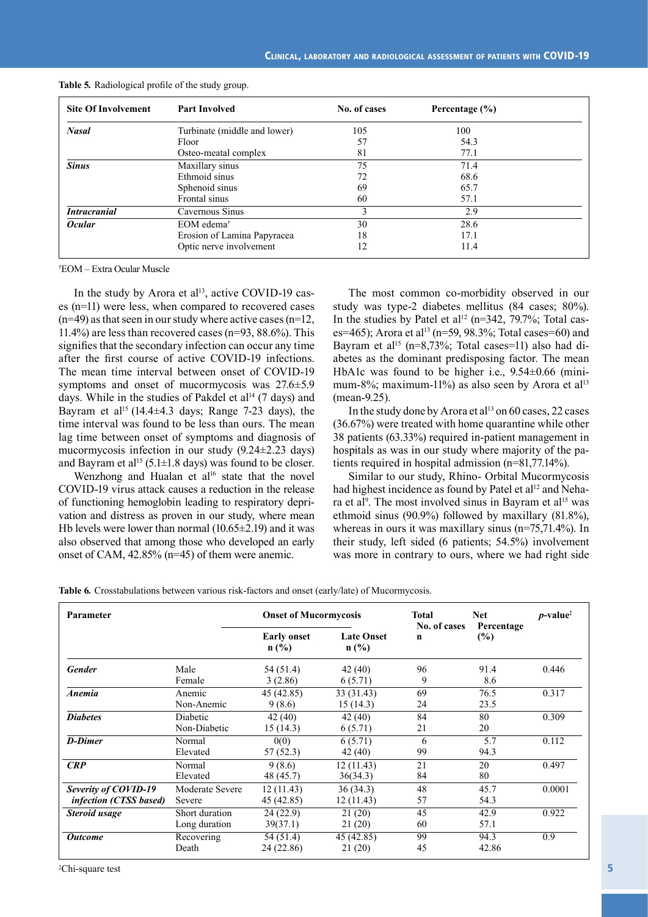**Table 5.** Radiological profile of the study group.

| Site Of Involvement | Part Involved | No. of cases | Percentage (%) |
|---|---|---|---|
| ***Nasal*** | Turbinate (middle and lower) | 105 | 100 |
| | Floor | 57 | 54.3 |
| | Osteo-meatal complex | 81 | 77.1 |
| ***Sinus*** | Maxillary sinus | 75 | 71.4 |
| | Ethmoid sinus | 72 | 68.6 |
| | Sphenoid sinus | 69 | 65.7 |
| | Frontal sinus | 60 | 57.1 |
| ***Intracranial*** | Cavernous Sinus | 3 | 2.9 |
| ***Ocular*** | EOM edema[†] | 30 | 28.6 |
| | Erosion of Lamina Papyracea | 18 | 17.1 |
| | Optic nerve involvement | 12 | 11.4 |

[†]EOM – Extra Ocular Muscle

In the study by Arora et al[13], active COVID-19 cases (n=11) were less, when compared to recovered cases (n=49) as that seen in our study where active cases (n=12, 11.4%) are less than recovered cases (n=93, 88.6%). This signifies that the secondary infection can occur any time after the first course of active COVID-19 infections. The mean time interval between onset of COVID-19 symptoms and onset of mucormycosis was 27.6±5.9 days. While in the studies of Pakdel et al[14] (7 days) and Bayram et al[15] (14.4±4.3 days; Range 7-23 days), the time interval was found to be less than ours. The mean lag time between onset of symptoms and diagnosis of mucormycosis infection in our study (9.24±2.23 days) and Bayram et al[15] (5.1±1.8 days) was found to be closer.

Wenzhong and Hualan et al[16] state that the novel COVID-19 virus attack causes a reduction in the release of functioning hemoglobin leading to respiratory deprivation and distress as proven in our study, where mean Hb levels were lower than normal (10.65±2.19) and it was also observed that among those who developed an early onset of CAM, 42.85% (n=45) of them were anemic.

The most common co-morbidity observed in our study was type-2 diabetes mellitus (84 cases; 80%). In the studies by Patel et al[12] (n=342, 79.7%; Total cases=465); Arora et al[13] (n=59, 98.3%; Total cases=60) and Bayram et al[15] (n=8,73%; Total cases=11) also had diabetes as the dominant predisposing factor. The mean HbA1c was found to be higher i.e., 9.54±0.66 (minimum-8%; maximum-11%) as also seen by Arora et al[13] (mean-9.25).

In the study done by Arora et al[13] on 60 cases, 22 cases (36.67%) were treated with home quarantine while other 38 patients (63.33%) required in-patient management in hospitals as was in our study where majority of the patients required in hospital admission (n=81,77.14%).

Similar to our study, Rhino- Orbital Mucormycosis had highest incidence as found by Patel et al[12] and Nehara et al[9]. The most involved sinus in Bayram et al[15] was ethmoid sinus (90.9%) followed by maxillary (81.8%), whereas in ours it was maxillary sinus (n=75,71.4%). In their study, left sided (6 patients; 54.5%) involvement was more in contrary to ours, where we had right side

**Table 6.** Crosstabulations between various risk-factors and onset (early/late) of Mucormycosis.

| Parameter | | Onset of Mucormycosis | | Total No. of cases | Net Percentage | $p$-value[‡] |
|---|---|---|---|---|---|---|
| | | Early onset n (%) | Late Onset n (%) | n | (%) | |
| ***Gender*** | Male | 54 (51.4) | 42 (40) | 96 | 91.4 | 0.446 |
| | Female | 3 (2.86) | 6 (5.71) | 9 | 8.6 | |
| ***Anemia*** | Anemic | 45 (42.85) | 33 (31.43) | 69 | 76.5 | 0.317 |
| | Non-Anemic | 9 (8.6) | 15 (14.3) | 24 | 23.5 | |
| ***Diabetes*** | Diabetic | 42 (40) | 42 (40) | 84 | 80 | 0.309 |
| | Non-Diabetic | 15 (14.3) | 6 (5.71) | 21 | 20 | |
| ***D-Dimer*** | Normal | 0(0) | 6 (5.71) | 6 | 5.7 | 0.112 |
| | Elevated | 57 (52.3) | 42 (40) | 99 | 94.3 | |
| ***CRP*** | Normal | 9 (8.6) | 12 (11.43) | 21 | 20 | 0.497 |
| | Elevated | 48 (45.7) | 36(34.3) | 84 | 80 | |
| ***Severity of COVID-19 infection (CTSS based)*** | Moderate Severe | 12 (11.43) | 36 (34.3) | 48 | 45.7 | 0.0001 |
| | Severe | 45 (42.85) | 12 (11.43) | 57 | 54.3 | |
| ***Steroid usage*** | Short duration | 24 (22.9) | 21 (20) | 45 | 42.9 | 0.922 |
| | Long duration | 39(37.1) | 21 (20) | 60 | 57.1 | |
| ***Outcome*** | Recovering | 54 (51.4) | 45 (42.85) | 99 | 94.3 | 0.9 |
| | Death | 24 (22.86) | 21 (20) | 45 | 42.86 | |

[‡]Chi-square test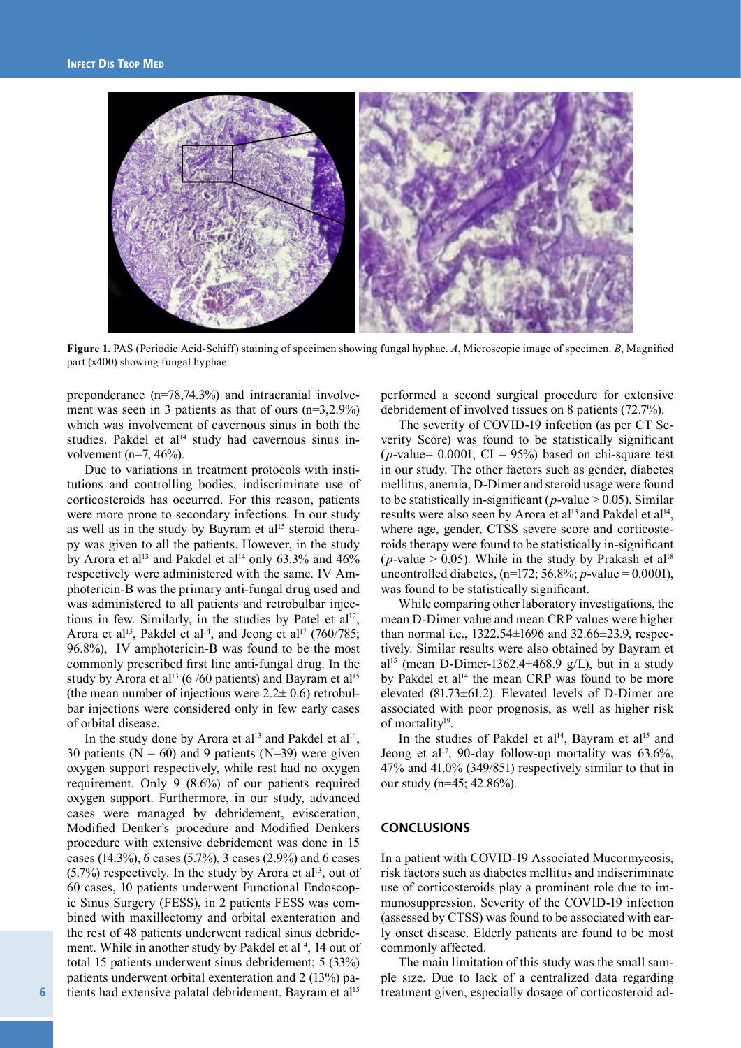**Figure 1.** PAS (Periodic Acid-Schiff) staining of specimen showing fungal hyphae. *A*, Microscopic image of specimen. *B*, Magnified part (x400) showing fungal hyphae.

preponderance (n=78,74.3%) and intracranial involvement was seen in 3 patients as that of ours (n=3,2.9%) which was involvement of cavernous sinus in both the studies. Pakdel et al[14] study had cavernous sinus involvement (n=7, 46%).

Due to variations in treatment protocols with institutions and controlling bodies, indiscriminate use of corticosteroids has occurred. For this reason, patients were more prone to secondary infections. In our study as well as in the study by Bayram et al[15] steroid therapy was given to all the patients. However, in the study by Arora et al[13] and Pakdel et al[14] only 63.3% and 46% respectively were administered with the same. IV Amphotericin-B was the primary anti-fungal drug used and was administered to all patients and retrobulbar injections in few. Similarly, in the studies by Patel et al[12], Arora et al[13], Pakdel et al[14], and Jeong et al[17] (760/785; 96.8%), IV amphotericin-B was found to be the most commonly prescribed first line anti-fungal drug. In the study by Arora et al[13] (6 /60 patients) and Bayram et al[15] (the mean number of injections were 2.2± 0.6) retrobulbar injections were considered only in few early cases of orbital disease.

In the study done by Arora et al[13] and Pakdel et al[14], 30 patients (N = 60) and 9 patients (N=39) were given oxygen support respectively, while rest had no oxygen requirement. Only 9 (8.6%) of our patients required oxygen support. Furthermore, in our study, advanced cases were managed by debridement, evisceration, Modified Denker's procedure and Modified Denkers procedure with extensive debridement was done in 15 cases (14.3%), 6 cases (5.7%), 3 cases (2.9%) and 6 cases (5.7%) respectively. In the study by Arora et al[13], out of 60 cases, 10 patients underwent Functional Endoscopic Sinus Surgery (FESS), in 2 patients FESS was combined with maxillectomy and orbital exenteration and the rest of 48 patients underwent radical sinus debridement. While in another study by Pakdel et al[14], 14 out of total 15 patients underwent sinus debridement; 5 (33%) patients underwent orbital exenteration and 2 (13%) patients had extensive palatal debridement. Bayram et al[15] performed a second surgical procedure for extensive debridement of involved tissues on 8 patients (72.7%).

The severity of COVID-19 infection (as per CT Severity Score) was found to be statistically significant ($p$-value= 0.0001; CI = 95%) based on chi-square test in our study. The other factors such as gender, diabetes mellitus, anemia, D-Dimer and steroid usage were found to be statistically in-significant ($p$-value > 0.05). Similar results were also seen by Arora et al[13] and Pakdel et al[14], where age, gender, CTSS severe score and corticosteroids therapy were found to be statistically in-significant ($p$-value > 0.05). While in the study by Prakash et al[18] uncontrolled diabetes, (n=172; 56.8%; $p$-value = 0.0001), was found to be statistically significant.

While comparing other laboratory investigations, the mean D-Dimer value and mean CRP values were higher than normal i.e., 1322.54±1696 and 32.66±23.9, respectively. Similar results were also obtained by Bayram et al[15] (mean D-Dimer-1362.4±468.9 g/L), but in a study by Pakdel et al[14] the mean CRP was found to be more elevated (81.73±61.2). Elevated levels of D-Dimer are associated with poor prognosis, as well as higher risk of mortality[19].

In the studies of Pakdel et al[14], Bayram et al[15] and Jeong et al[17], 90-day follow-up mortality was 63.6%, 47% and 41.0% (349/851) respectively similar to that in our study (n=45; 42.86%).

## CONCLUSIONS

In a patient with COVID-19 Associated Mucormycosis, risk factors such as diabetes mellitus and indiscriminate use of corticosteroids play a prominent role due to immunosuppression. Severity of the COVID-19 infection (assessed by CTSS) was found to be associated with early onset disease. Elderly patients are found to be most commonly affected.

The main limitation of this study was the small sample size. Due to lack of a centralized data regarding treatment given, especially dosage of corticosteroid ad-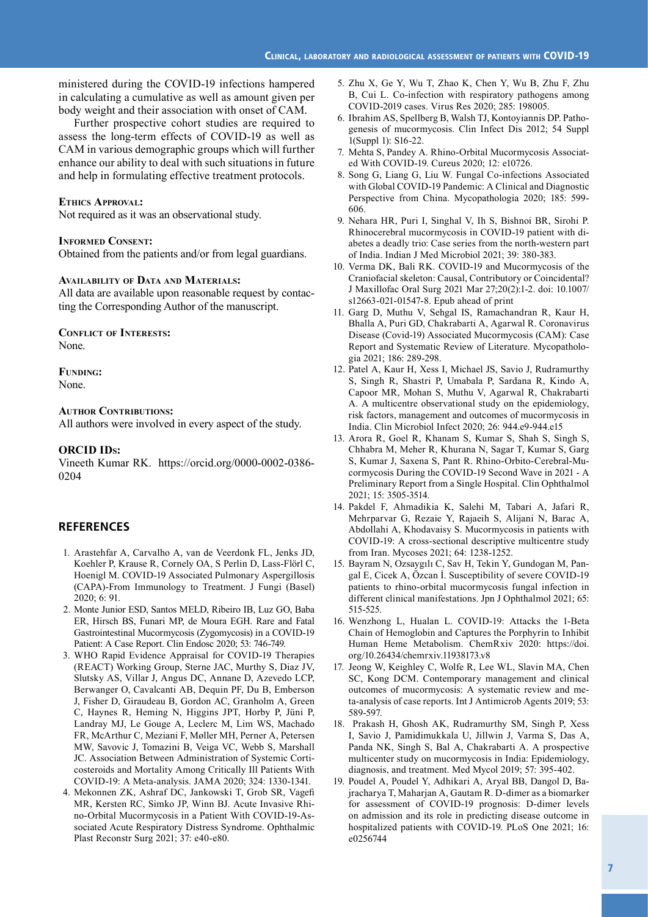ministered during the COVID-19 infections hampered in calculating a cumulative as well as amount given per body weight and their association with onset of CAM.

Further prospective cohort studies are required to assess the long-term effects of COVID-19 as well as CAM in various demographic groups which will further enhance our ability to deal with such situations in future and help in formulating effective treatment protocols.

### Ethics Approval:

Not required as it was an observational study.

### Informed Consent:

Obtained from the patients and/or from legal guardians.

### Availability of Data and Materials:

All data are available upon reasonable request by contacting the Corresponding Author of the manuscript.

### Conflict of Interests:

None.

### Funding:

None.

### Author Contributions:

All authors were involved in every aspect of the study.

### ORCID IDs:

Vineeth Kumar RK. https://orcid.org/0000-0002-0386-0204

## REFERENCES

1. Arastehfar A, Carvalho A, van de Veerdonk FL, Jenks JD, Koehler P, Krause R, Cornely OA, S Perlin D, Lass-Flörl C, Hoenigl M. COVID-19 Associated Pulmonary Aspergillosis (CAPA)-From Immunology to Treatment. J Fungi (Basel) 2020; 6: 91.
2. Monte Junior ESD, Santos MELD, Ribeiro IB, Luz GO, Baba ER, Hirsch BS, Funari MP, de Moura EGH. Rare and Fatal Gastrointestinal Mucormycosis (Zygomycosis) in a COVID-19 Patient: A Case Report. Clin Endosc 2020; 53: 746-749.
3. WHO Rapid Evidence Appraisal for COVID-19 Therapies (REACT) Working Group, Sterne JAC, Murthy S, Diaz JV, Slutsky AS, Villar J, Angus DC, Annane D, Azevedo LCP, Berwanger O, Cavalcanti AB, Dequin PF, Du B, Emberson J, Fisher D, Giraudeau B, Gordon AC, Granholm A, Green C, Haynes R, Heming N, Higgins JPT, Horby P, Jüni P, Landray MJ, Le Gouge A, Leclerc M, Lim WS, Machado FR, McArthur C, Meziani F, Møller MH, Perner A, Petersen MW, Savovic J, Tomazini B, Veiga VC, Webb S, Marshall JC. Association Between Administration of Systemic Corticosteroids and Mortality Among Critically Ill Patients With COVID-19: A Meta-analysis. JAMA 2020; 324: 1330-1341.
4. Mekonnen ZK, Ashraf DC, Jankowski T, Grob SR, Vagefi MR, Kersten RC, Simko JP, Winn BJ. Acute Invasive Rhino-Orbital Mucormycosis in a Patient With COVID-19-Associated Acute Respiratory Distress Syndrome. Ophthalmic Plast Reconstr Surg 2021; 37: e40-e80.
5. Zhu X, Ge Y, Wu T, Zhao K, Chen Y, Wu B, Zhu F, Zhu B, Cui L. Co-infection with respiratory pathogens among COVID-2019 cases. Virus Res 2020; 285: 198005.
6. Ibrahim AS, Spellberg B, Walsh TJ, Kontoyiannis DP. Pathogenesis of mucormycosis. Clin Infect Dis 2012; 54 Suppl 1(Suppl 1): S16-22.
7. Mehta S, Pandey A. Rhino-Orbital Mucormycosis Associated With COVID-19. Cureus 2020; 12: e10726.
8. Song G, Liang G, Liu W. Fungal Co-infections Associated with Global COVID-19 Pandemic: A Clinical and Diagnostic Perspective from China. Mycopathologia 2020; 185: 599-606.
9. Nehara HR, Puri I, Singhal V, Ih S, Bishnoi BR, Sirohi P. Rhinocerebral mucormycosis in COVID-19 patient with diabetes a deadly trio: Case series from the north-western part of India. Indian J Med Microbiol 2021; 39: 380-383.
10. Verma DK, Bali RK. COVID-19 and Mucormycosis of the Craniofacial skeleton: Causal, Contributory or Coincidental? J Maxillofac Oral Surg 2021 Mar 27;20(2):1-2. doi: 10.1007/s12663-021-01547-8. Epub ahead of print
11. Garg D, Muthu V, Sehgal IS, Ramachandran R, Kaur H, Bhalla A, Puri GD, Chakrabarti A, Agarwal R. Coronavirus Disease (Covid-19) Associated Mucormycosis (CAM): Case Report and Systematic Review of Literature. Mycopathologia 2021; 186: 289-298.
12. Patel A, Kaur H, Xess I, Michael JS, Savio J, Rudramurthy S, Singh R, Shastri P, Umabala P, Sardana R, Kindo A, Capoor MR, Mohan S, Muthu V, Agarwal R, Chakrabarti A. A multicentre observational study on the epidemiology, risk factors, management and outcomes of mucormycosis in India. Clin Microbiol Infect 2020; 26: 944.e9-944.e15
13. Arora R, Goel R, Khanam S, Kumar S, Shah S, Singh S, Chhabra M, Meher R, Khurana N, Sagar T, Kumar S, Garg S, Kumar J, Saxena S, Pant R. Rhino-Orbito-Cerebral-Mucormycosis During the COVID-19 Second Wave in 2021 - A Preliminary Report from a Single Hospital. Clin Ophthalmol 2021; 15: 3505-3514.
14. Pakdel F, Ahmadikia K, Salehi M, Tabari A, Jafari R, Mehrparvar G, Rezaie Y, Rajaeih S, Alijani N, Barac A, Abdollahi A, Khodavaisy S. Mucormycosis in patients with COVID-19: A cross-sectional descriptive multicentre study from Iran. Mycoses 2021; 64: 1238-1252.
15. Bayram N, Ozsaygılı C, Sav H, Tekin Y, Gundogan M, Pangal E, Cicek A, Özcan İ. Susceptibility of severe COVID-19 patients to rhino-orbital mucormycosis fungal infection in different clinical manifestations. Jpn J Ophthalmol 2021; 65: 515-525.
16. Wenzhong L, Hualan L. COVID-19: Attacks the 1-Beta Chain of Hemoglobin and Captures the Porphyrin to Inhibit Human Heme Metabolism. ChemRxiv 2020: https://doi.org/10.26434/chemrxiv.11938173.v8
17. Jeong W, Keighley C, Wolfe R, Lee WL, Slavin MA, Chen SC, Kong DCM. Contemporary management and clinical outcomes of mucormycosis: A systematic review and meta-analysis of case reports. Int J Antimicrob Agents 2019; 53: 589-597.
18. Prakash H, Ghosh AK, Rudramurthy SM, Singh P, Xess I, Savio J, Pamidimukkala U, Jillwin J, Varma S, Das A, Panda NK, Singh S, Bal A, Chakrabarti A. A prospective multicenter study on mucormycosis in India: Epidemiology, diagnosis, and treatment. Med Mycol 2019; 57: 395-402.
19. Poudel A, Poudel Y, Adhikari A, Aryal BB, Dangol D, Bajracharya T, Maharjan A, Gautam R. D-dimer as a biomarker for assessment of COVID-19 prognosis: D-dimer levels on admission and its role in predicting disease outcome in hospitalized patients with COVID-19. PLoS One 2021; 16: e0256744